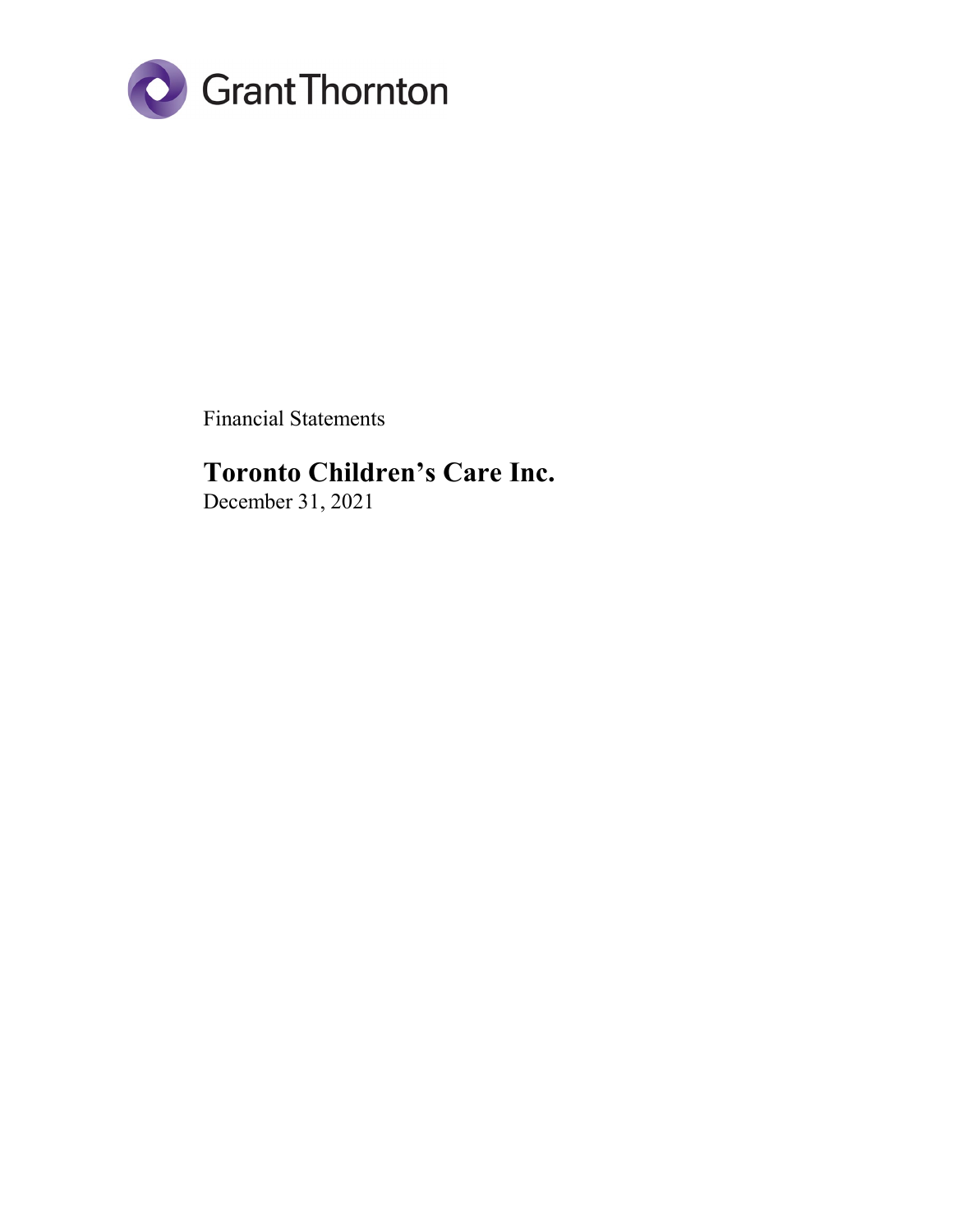Grant Thornton

Financial Statements

# Toronto Children's Care Inc.

December 31, 2021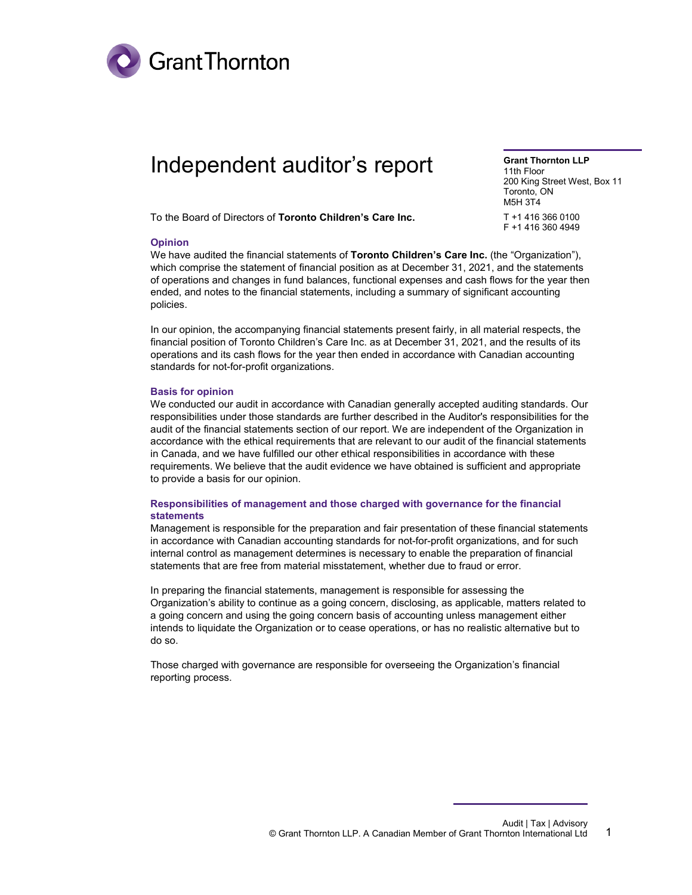# Independent auditor's report

**Grant Thornton LLP**
11th Floor
200 King Street West, Box 11
Toronto, ON
M5H 3T4

T +1 416 366 0100
F +1 416 360 4949

To the Board of Directors of **Toronto Children's Care Inc.**

### Opinion

We have audited the financial statements of **Toronto Children's Care Inc.** (the "Organization"), which comprise the statement of financial position as at December 31, 2021, and the statements of operations and changes in fund balances, functional expenses and cash flows for the year then ended, and notes to the financial statements, including a summary of significant accounting policies.

In our opinion, the accompanying financial statements present fairly, in all material respects, the financial position of Toronto Children's Care Inc. as at December 31, 2021, and the results of its operations and its cash flows for the year then ended in accordance with Canadian accounting standards for not-for-profit organizations.

### Basis for opinion

We conducted our audit in accordance with Canadian generally accepted auditing standards. Our responsibilities under those standards are further described in the Auditor's responsibilities for the audit of the financial statements section of our report. We are independent of the Organization in accordance with the ethical requirements that are relevant to our audit of the financial statements in Canada, and we have fulfilled our other ethical responsibilities in accordance with these requirements. We believe that the audit evidence we have obtained is sufficient and appropriate to provide a basis for our opinion.

### Responsibilities of management and those charged with governance for the financial statements

Management is responsible for the preparation and fair presentation of these financial statements in accordance with Canadian accounting standards for not-for-profit organizations, and for such internal control as management determines is necessary to enable the preparation of financial statements that are free from material misstatement, whether due to fraud or error.

In preparing the financial statements, management is responsible for assessing the Organization's ability to continue as a going concern, disclosing, as applicable, matters related to a going concern and using the going concern basis of accounting unless management either intends to liquidate the Organization or to cease operations, or has no realistic alternative but to do so.

Those charged with governance are responsible for overseeing the Organization's financial reporting process.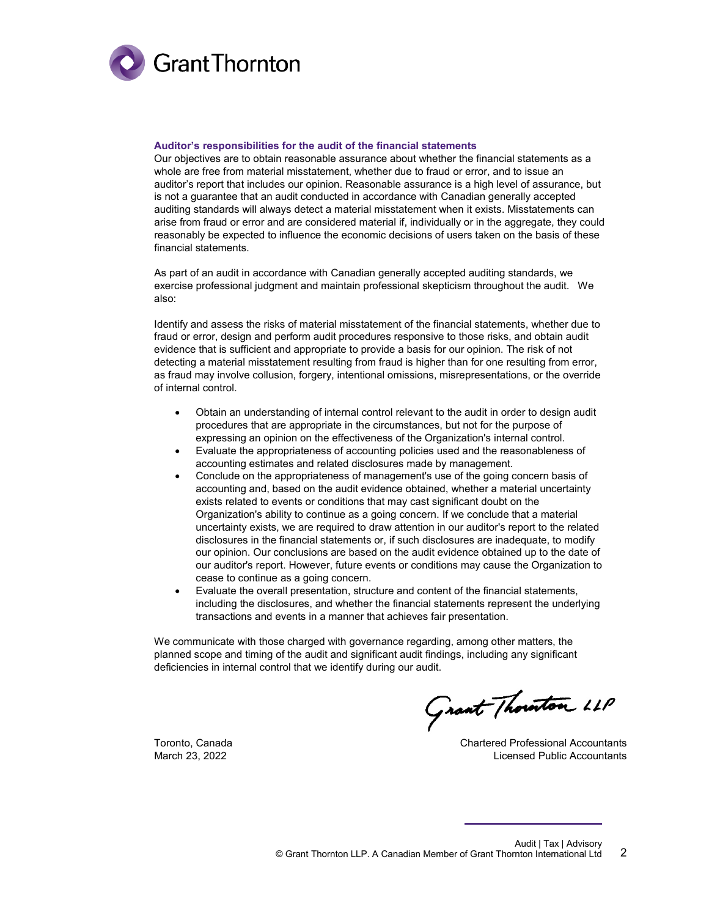### Auditor's responsibilities for the audit of the financial statements

Our objectives are to obtain reasonable assurance about whether the financial statements as a whole are free from material misstatement, whether due to fraud or error, and to issue an auditor's report that includes our opinion. Reasonable assurance is a high level of assurance, but is not a guarantee that an audit conducted in accordance with Canadian generally accepted auditing standards will always detect a material misstatement when it exists. Misstatements can arise from fraud or error and are considered material if, individually or in the aggregate, they could reasonably be expected to influence the economic decisions of users taken on the basis of these financial statements.

As part of an audit in accordance with Canadian generally accepted auditing standards, we exercise professional judgment and maintain professional skepticism throughout the audit. We also:

Identify and assess the risks of material misstatement of the financial statements, whether due to fraud or error, design and perform audit procedures responsive to those risks, and obtain audit evidence that is sufficient and appropriate to provide a basis for our opinion. The risk of not detecting a material misstatement resulting from fraud is higher than for one resulting from error, as fraud may involve collusion, forgery, intentional omissions, misrepresentations, or the override of internal control.

- Obtain an understanding of internal control relevant to the audit in order to design audit procedures that are appropriate in the circumstances, but not for the purpose of expressing an opinion on the effectiveness of the Organization's internal control.
- Evaluate the appropriateness of accounting policies used and the reasonableness of accounting estimates and related disclosures made by management.
- Conclude on the appropriateness of management's use of the going concern basis of accounting and, based on the audit evidence obtained, whether a material uncertainty exists related to events or conditions that may cast significant doubt on the Organization's ability to continue as a going concern. If we conclude that a material uncertainty exists, we are required to draw attention in our auditor's report to the related disclosures in the financial statements or, if such disclosures are inadequate, to modify our opinion. Our conclusions are based on the audit evidence obtained up to the date of our auditor's report. However, future events or conditions may cause the Organization to cease to continue as a going concern.
- Evaluate the overall presentation, structure and content of the financial statements, including the disclosures, and whether the financial statements represent the underlying transactions and events in a manner that achieves fair presentation.

We communicate with those charged with governance regarding, among other matters, the planned scope and timing of the audit and significant audit findings, including any significant deficiencies in internal control that we identify during our audit.

Grant Thornton LLP

Toronto, Canada
March 23, 2022

Chartered Professional Accountants
Licensed Public Accountants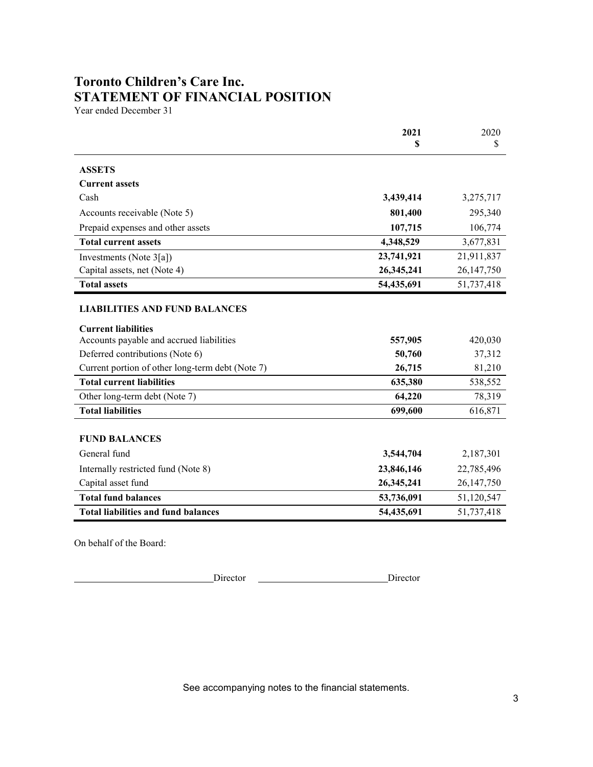# Toronto Children's Care Inc.
# STATEMENT OF FINANCIAL POSITION

Year ended December 31

| | 2021<br>$ | 2020<br>$ |
|---|---|---|
| **ASSETS** | | |
| **Current assets** | | |
| Cash | **3,439,414** | 3,275,717 |
| Accounts receivable (Note 5) | **801,400** | 295,340 |
| Prepaid expenses and other assets | **107,715** | 106,774 |
| **Total current assets** | **4,348,529** | 3,677,831 |
| Investments (Note 3[a]) | **23,741,921** | 21,911,837 |
| Capital assets, net (Note 4) | **26,345,241** | 26,147,750 |
| **Total assets** | **54,435,691** | 51,737,418 |
| **LIABILITIES AND FUND BALANCES** | | |
| **Current liabilities** | | |
| Accounts payable and accrued liabilities | **557,905** | 420,030 |
| Deferred contributions (Note 6) | **50,760** | 37,312 |
| Current portion of other long-term debt (Note 7) | **26,715** | 81,210 |
| **Total current liabilities** | **635,380** | 538,552 |
| Other long-term debt (Note 7) | **64,220** | 78,319 |
| **Total liabilities** | **699,600** | 616,871 |
| **FUND BALANCES** | | |
| General fund | **3,544,704** | 2,187,301 |
| Internally restricted fund (Note 8) | **23,846,146** | 22,785,496 |
| Capital asset fund | **26,345,241** | 26,147,750 |
| **Total fund balances** | **53,736,091** | 51,120,547 |
| **Total liabilities and fund balances** | **54,435,691** | 51,737,418 |

On behalf of the Board:

\_\_\_\_\_\_\_\_\_\_\_\_\_\_\_\_\_\_\_\_\_\_\_\_\_\_ Director \_\_\_\_\_\_\_\_\_\_\_\_\_\_\_\_\_\_\_\_\_\_\_\_\_\_ Director

See accompanying notes to the financial statements.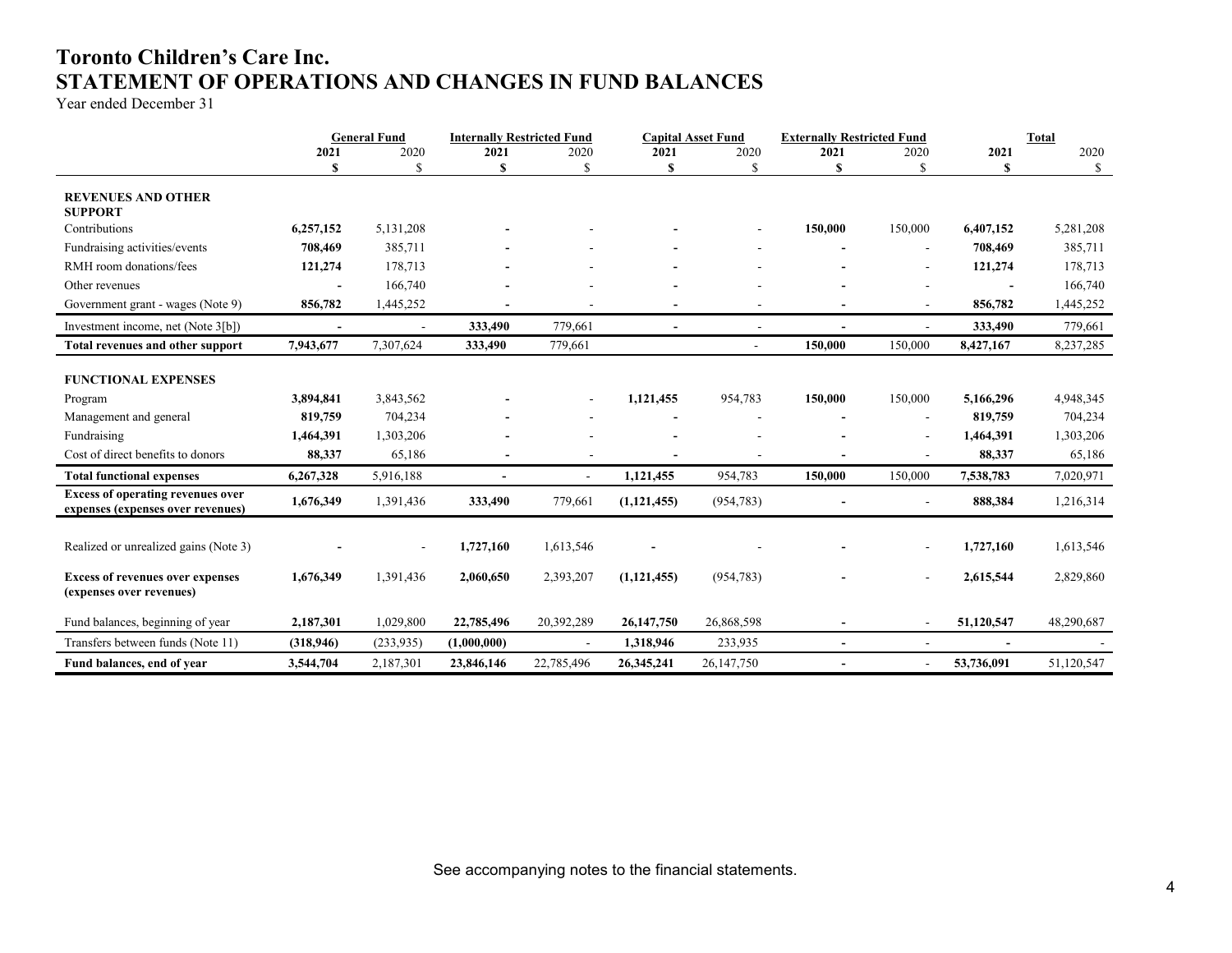# Toronto Children's Care Inc.
# STATEMENT OF OPERATIONS AND CHANGES IN FUND BALANCES

Year ended December 31

| | General Fund | | Internally Restricted Fund | | Capital Asset Fund | | Externally Restricted Fund | | Total | |
|---|---|---|---|---|---|---|---|---|---|---|
| | 2021 | 2020 | 2021 | 2020 | 2021 | 2020 | 2021 | 2020 | 2021 | 2020 |
| | $ | $ | $ | $ | $ | $ | $ | $ | $ | $ |
| **REVENUES AND OTHER SUPPORT** | | | | | | | | | | |
| Contributions | **6,257,152** | 5,131,208 | **-** | - | **-** | - | **150,000** | 150,000 | **6,407,152** | 5,281,208 |
| Fundraising activities/events | **708,469** | 385,711 | **-** | - | **-** | - | **-** | - | **708,469** | 385,711 |
| RMH room donations/fees | **121,274** | 178,713 | **-** | - | **-** | - | **-** | - | **121,274** | 178,713 |
| Other revenues | **-** | 166,740 | **-** | - | **-** | - | **-** | - | **-** | 166,740 |
| Government grant - wages (Note 9) | **856,782** | 1,445,252 | **-** | - | **-** | - | **-** | - | **856,782** | 1,445,252 |
| Investment income, net (Note 3[b]) | **-** | - | **333,490** | 779,661 | **-** | - | **-** | - | **333,490** | 779,661 |
| **Total revenues and other support** | **7,943,677** | 7,307,624 | **333,490** | 779,661 | | - | **150,000** | 150,000 | **8,427,167** | 8,237,285 |
| **FUNCTIONAL EXPENSES** | | | | | | | | | | |
| Program | **3,894,841** | 3,843,562 | **-** | - | **1,121,455** | 954,783 | **150,000** | 150,000 | **5,166,296** | 4,948,345 |
| Management and general | **819,759** | 704,234 | **-** | - | **-** | - | **-** | - | **819,759** | 704,234 |
| Fundraising | **1,464,391** | 1,303,206 | **-** | - | **-** | - | **-** | - | **1,464,391** | 1,303,206 |
| Cost of direct benefits to donors | **88,337** | 65,186 | **-** | - | **-** | - | **-** | - | **88,337** | 65,186 |
| **Total functional expenses** | **6,267,328** | 5,916,188 | **-** | - | **1,121,455** | 954,783 | **150,000** | 150,000 | **7,538,783** | 7,020,971 |
| **Excess of operating revenues over expenses (expenses over revenues)** | **1,676,349** | 1,391,436 | **333,490** | 779,661 | **(1,121,455)** | (954,783) | **-** | - | **888,384** | 1,216,314 |
| Realized or unrealized gains (Note 3) | **-** | - | **1,727,160** | 1,613,546 | **-** | - | **-** | - | **1,727,160** | 1,613,546 |
| **Excess of revenues over expenses (expenses over revenues)** | **1,676,349** | 1,391,436 | **2,060,650** | 2,393,207 | **(1,121,455)** | (954,783) | **-** | - | **2,615,544** | 2,829,860 |
| Fund balances, beginning of year | **2,187,301** | 1,029,800 | **22,785,496** | 20,392,289 | **26,147,750** | 26,868,598 | **-** | - | **51,120,547** | 48,290,687 |
| Transfers between funds (Note 11) | **(318,946)** | (233,935) | **(1,000,000)** | - | **1,318,946** | 233,935 | **-** | - | **-** | - |
| **Fund balances, end of year** | **3,544,704** | 2,187,301 | **23,846,146** | 22,785,496 | **26,345,241** | 26,147,750 | **-** | - | **53,736,091** | 51,120,547 |

See accompanying notes to the financial statements.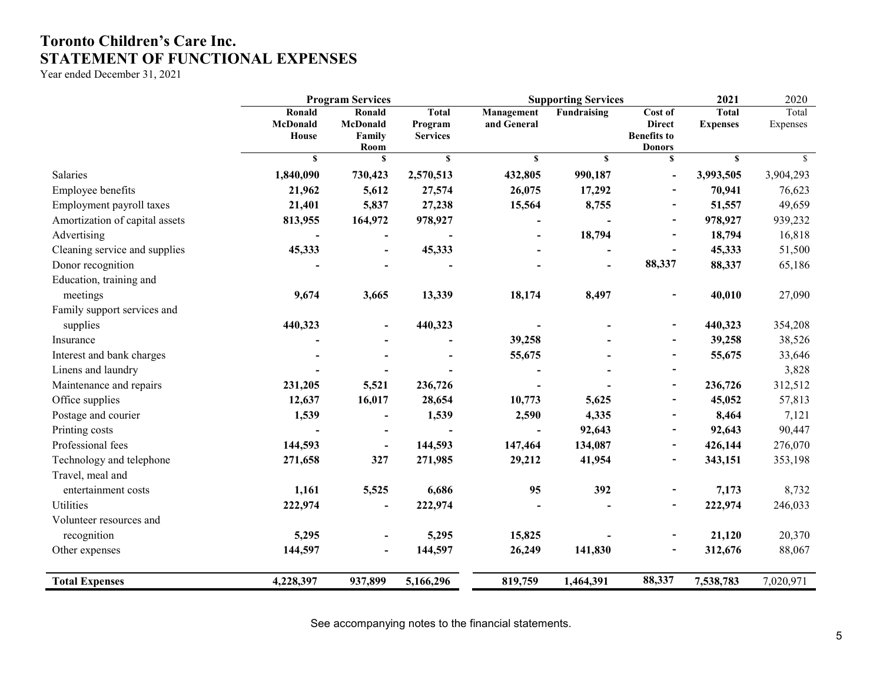# Toronto Children's Care Inc.
## STATEMENT OF FUNCTIONAL EXPENSES

Year ended December 31, 2021

| | Program Services | | | Supporting Services | | | 2021 | 2020 |
|---|---|---|---|---|---|---|---|---|
| | Ronald McDonald House | Ronald McDonald Family Room | Total Program Services | Management and General | Fundraising | Cost of Direct Benefits to Donors | Total Expenses | Total Expenses |
| | $ | $ | $ | $ | $ | $ | $ | $ |
| Salaries | 1,840,090 | 730,423 | 2,570,513 | 432,805 | 990,187 | - | 3,993,505 | 3,904,293 |
| Employee benefits | 21,962 | 5,612 | 27,574 | 26,075 | 17,292 | - | 70,941 | 76,623 |
| Employment payroll taxes | 21,401 | 5,837 | 27,238 | 15,564 | 8,755 | - | 51,557 | 49,659 |
| Amortization of capital assets | 813,955 | 164,972 | 978,927 | - | - | - | 978,927 | 939,232 |
| Advertising | - | - | - | - | 18,794 | - | 18,794 | 16,818 |
| Cleaning service and supplies | 45,333 | - | 45,333 | - | - | - | 45,333 | 51,500 |
| Donor recognition | - | - | - | - | - | 88,337 | 88,337 | 65,186 |
| Education, training and meetings | 9,674 | 3,665 | 13,339 | 18,174 | 8,497 | - | 40,010 | 27,090 |
| Family support services and supplies | 440,323 | - | 440,323 | - | - | - | 440,323 | 354,208 |
| Insurance | - | - | - | 39,258 | - | - | 39,258 | 38,526 |
| Interest and bank charges | - | - | - | 55,675 | - | - | 55,675 | 33,646 |
| Linens and laundry | - | - | - | - | - | - | | 3,828 |
| Maintenance and repairs | 231,205 | 5,521 | 236,726 | - | - | - | 236,726 | 312,512 |
| Office supplies | 12,637 | 16,017 | 28,654 | 10,773 | 5,625 | - | 45,052 | 57,813 |
| Postage and courier | 1,539 | - | 1,539 | 2,590 | 4,335 | - | 8,464 | 7,121 |
| Printing costs | - | - | - | - | 92,643 | - | 92,643 | 90,447 |
| Professional fees | 144,593 | - | 144,593 | 147,464 | 134,087 | - | 426,144 | 276,070 |
| Technology and telephone | 271,658 | 327 | 271,985 | 29,212 | 41,954 | - | 343,151 | 353,198 |
| Travel, meal and entertainment costs | 1,161 | 5,525 | 6,686 | 95 | 392 | - | 7,173 | 8,732 |
| Utilities | 222,974 | - | 222,974 | - | - | - | 222,974 | 246,033 |
| Volunteer resources and recognition | 5,295 | - | 5,295 | 15,825 | - | - | 21,120 | 20,370 |
| Other expenses | 144,597 | - | 144,597 | 26,249 | 141,830 | - | 312,676 | 88,067 |
| **Total Expenses** | **4,228,397** | **937,899** | **5,166,296** | **819,759** | **1,464,391** | **88,337** | **7,538,783** | 7,020,971 |

See accompanying notes to the financial statements.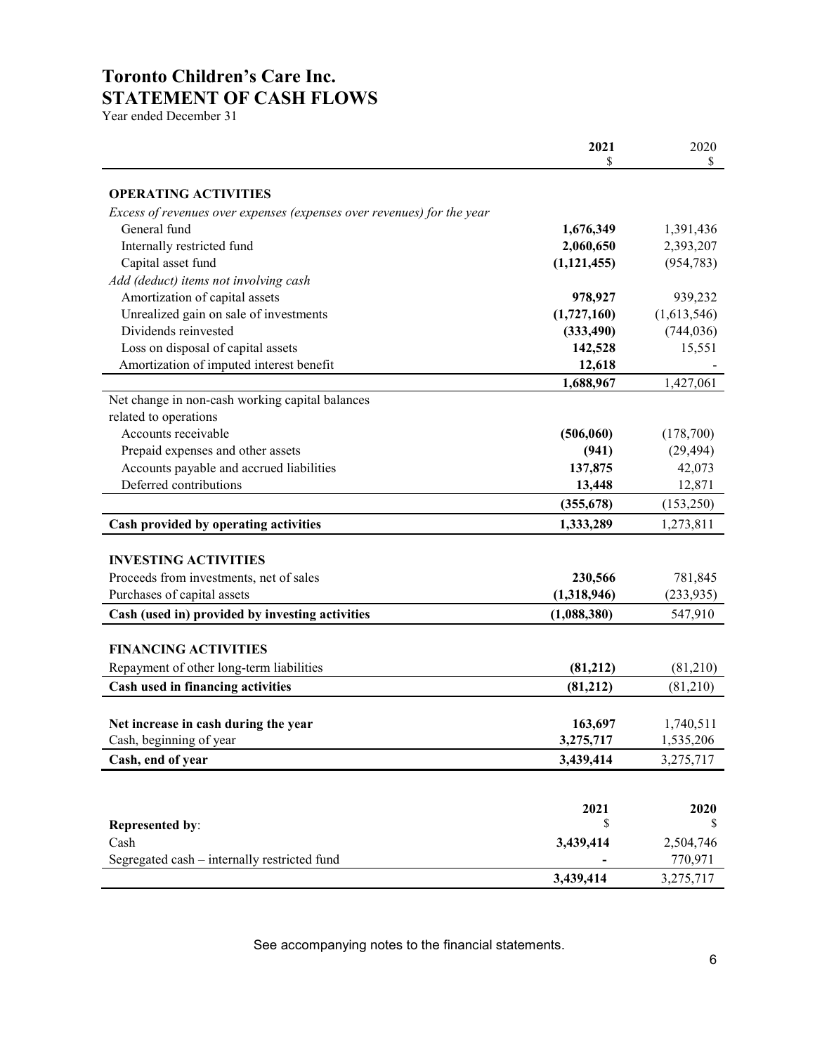# Toronto Children's Care Inc.
# STATEMENT OF CASH FLOWS

Year ended December 31

| | 2021<br>$ | 2020<br>$ |
|---|---|---|
| **OPERATING ACTIVITIES** | | |
| *Excess of revenues over expenses (expenses over revenues) for the year* | | |
| General fund | **1,676,349** | 1,391,436 |
| Internally restricted fund | **2,060,650** | 2,393,207 |
| Capital asset fund | **(1,121,455)** | (954,783) |
| *Add (deduct) items not involving cash* | | |
| Amortization of capital assets | **978,927** | 939,232 |
| Unrealized gain on sale of investments | **(1,727,160)** | (1,613,546) |
| Dividends reinvested | **(333,490)** | (744,036) |
| Loss on disposal of capital assets | **142,528** | 15,551 |
| Amortization of imputed interest benefit | **12,618** | - |
| | **1,688,967** | 1,427,061 |
| Net change in non-cash working capital balances related to operations | | |
| Accounts receivable | **(506,060)** | (178,700) |
| Prepaid expenses and other assets | **(941)** | (29,494) |
| Accounts payable and accrued liabilities | **137,875** | 42,073 |
| Deferred contributions | **13,448** | 12,871 |
| | **(355,678)** | (153,250) |
| **Cash provided by operating activities** | **1,333,289** | 1,273,811 |
| | | |
| **INVESTING ACTIVITIES** | | |
| Proceeds from investments, net of sales | **230,566** | 781,845 |
| Purchases of capital assets | **(1,318,946)** | (233,935) |
| **Cash (used in) provided by investing activities** | **(1,088,380)** | 547,910 |
| | | |
| **FINANCING ACTIVITIES** | | |
| Repayment of other long-term liabilities | **(81,212)** | (81,210) |
| **Cash used in financing activities** | **(81,212)** | (81,210) |
| | | |
| **Net increase in cash during the year** | **163,697** | 1,740,511 |
| Cash, beginning of year | **3,275,717** | 1,535,206 |
| **Cash, end of year** | **3,439,414** | 3,275,717 |

| **Represented by**: | **2021**<br>$ | **2020**<br>$ |
|---|---|---|
| Cash | **3,439,414** | 2,504,746 |
| Segregated cash – internally restricted fund | **-** | 770,971 |
| | **3,439,414** | 3,275,717 |

See accompanying notes to the financial statements.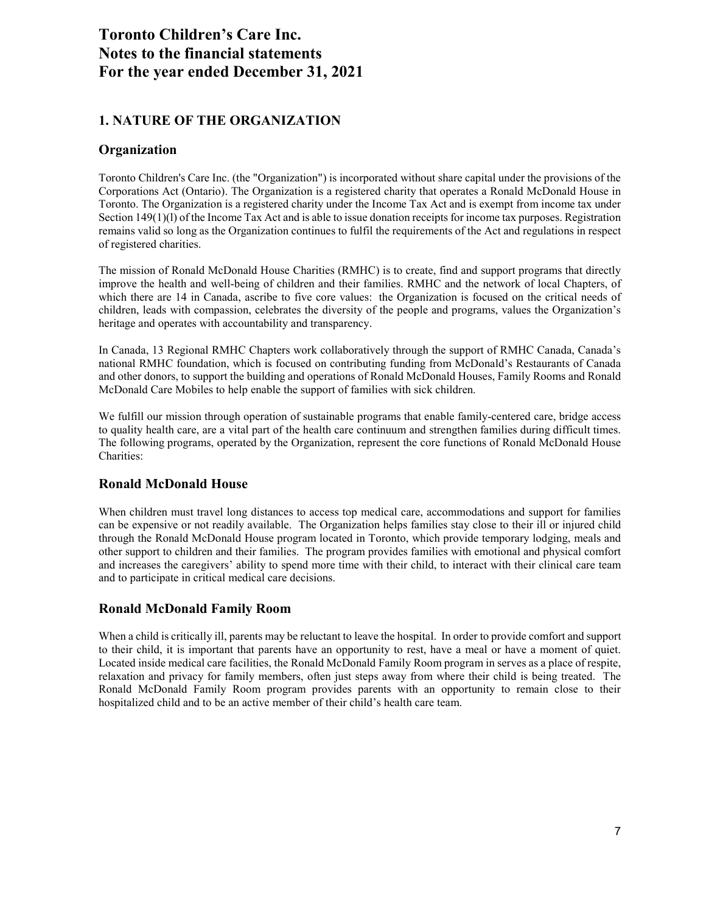# Toronto Children's Care Inc.
# Notes to the financial statements
# For the year ended December 31, 2021

## 1. NATURE OF THE ORGANIZATION

### Organization

Toronto Children's Care Inc. (the "Organization") is incorporated without share capital under the provisions of the Corporations Act (Ontario). The Organization is a registered charity that operates a Ronald McDonald House in Toronto. The Organization is a registered charity under the Income Tax Act and is exempt from income tax under Section 149(1)(l) of the Income Tax Act and is able to issue donation receipts for income tax purposes. Registration remains valid so long as the Organization continues to fulfil the requirements of the Act and regulations in respect of registered charities.

The mission of Ronald McDonald House Charities (RMHC) is to create, find and support programs that directly improve the health and well-being of children and their families. RMHC and the network of local Chapters, of which there are 14 in Canada, ascribe to five core values: the Organization is focused on the critical needs of children, leads with compassion, celebrates the diversity of the people and programs, values the Organization's heritage and operates with accountability and transparency.

In Canada, 13 Regional RMHC Chapters work collaboratively through the support of RMHC Canada, Canada's national RMHC foundation, which is focused on contributing funding from McDonald's Restaurants of Canada and other donors, to support the building and operations of Ronald McDonald Houses, Family Rooms and Ronald McDonald Care Mobiles to help enable the support of families with sick children.

We fulfill our mission through operation of sustainable programs that enable family-centered care, bridge access to quality health care, are a vital part of the health care continuum and strengthen families during difficult times. The following programs, operated by the Organization, represent the core functions of Ronald McDonald House Charities:

### Ronald McDonald House

When children must travel long distances to access top medical care, accommodations and support for families can be expensive or not readily available. The Organization helps families stay close to their ill or injured child through the Ronald McDonald House program located in Toronto, which provide temporary lodging, meals and other support to children and their families. The program provides families with emotional and physical comfort and increases the caregivers' ability to spend more time with their child, to interact with their clinical care team and to participate in critical medical care decisions.

### Ronald McDonald Family Room

When a child is critically ill, parents may be reluctant to leave the hospital. In order to provide comfort and support to their child, it is important that parents have an opportunity to rest, have a meal or have a moment of quiet. Located inside medical care facilities, the Ronald McDonald Family Room program in serves as a place of respite, relaxation and privacy for family members, often just steps away from where their child is being treated. The Ronald McDonald Family Room program provides parents with an opportunity to remain close to their hospitalized child and to be an active member of their child's health care team.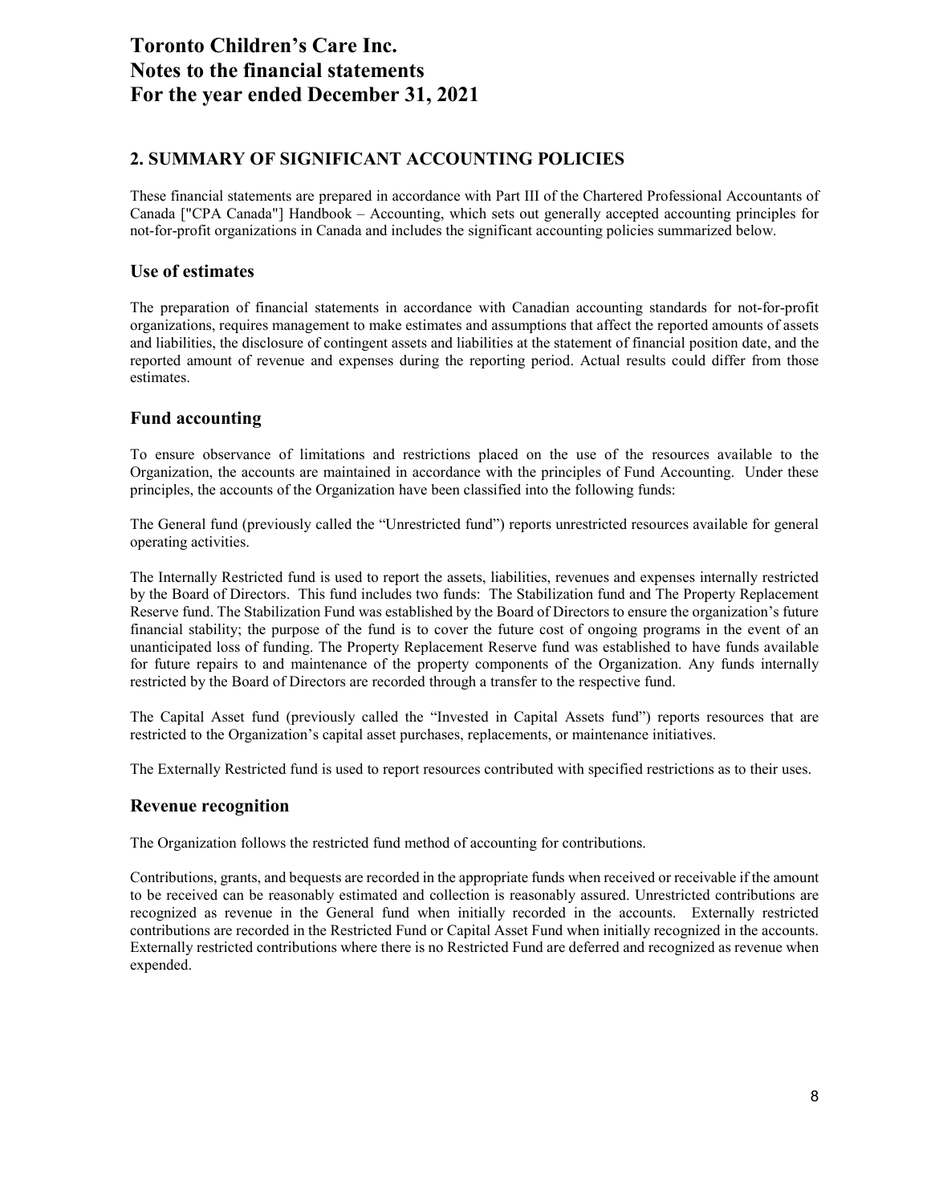# Toronto Children's Care Inc.
# Notes to the financial statements
# For the year ended December 31, 2021

## 2. SUMMARY OF SIGNIFICANT ACCOUNTING POLICIES

These financial statements are prepared in accordance with Part III of the Chartered Professional Accountants of Canada ["CPA Canada"] Handbook – Accounting, which sets out generally accepted accounting principles for not-for-profit organizations in Canada and includes the significant accounting policies summarized below.

### Use of estimates

The preparation of financial statements in accordance with Canadian accounting standards for not-for-profit organizations, requires management to make estimates and assumptions that affect the reported amounts of assets and liabilities, the disclosure of contingent assets and liabilities at the statement of financial position date, and the reported amount of revenue and expenses during the reporting period. Actual results could differ from those estimates.

### Fund accounting

To ensure observance of limitations and restrictions placed on the use of the resources available to the Organization, the accounts are maintained in accordance with the principles of Fund Accounting. Under these principles, the accounts of the Organization have been classified into the following funds:

The General fund (previously called the "Unrestricted fund") reports unrestricted resources available for general operating activities.

The Internally Restricted fund is used to report the assets, liabilities, revenues and expenses internally restricted by the Board of Directors. This fund includes two funds: The Stabilization fund and The Property Replacement Reserve fund. The Stabilization Fund was established by the Board of Directors to ensure the organization's future financial stability; the purpose of the fund is to cover the future cost of ongoing programs in the event of an unanticipated loss of funding. The Property Replacement Reserve fund was established to have funds available for future repairs to and maintenance of the property components of the Organization. Any funds internally restricted by the Board of Directors are recorded through a transfer to the respective fund.

The Capital Asset fund (previously called the "Invested in Capital Assets fund") reports resources that are restricted to the Organization's capital asset purchases, replacements, or maintenance initiatives.

The Externally Restricted fund is used to report resources contributed with specified restrictions as to their uses.

### Revenue recognition

The Organization follows the restricted fund method of accounting for contributions.

Contributions, grants, and bequests are recorded in the appropriate funds when received or receivable if the amount to be received can be reasonably estimated and collection is reasonably assured. Unrestricted contributions are recognized as revenue in the General fund when initially recorded in the accounts. Externally restricted contributions are recorded in the Restricted Fund or Capital Asset Fund when initially recognized in the accounts. Externally restricted contributions where there is no Restricted Fund are deferred and recognized as revenue when expended.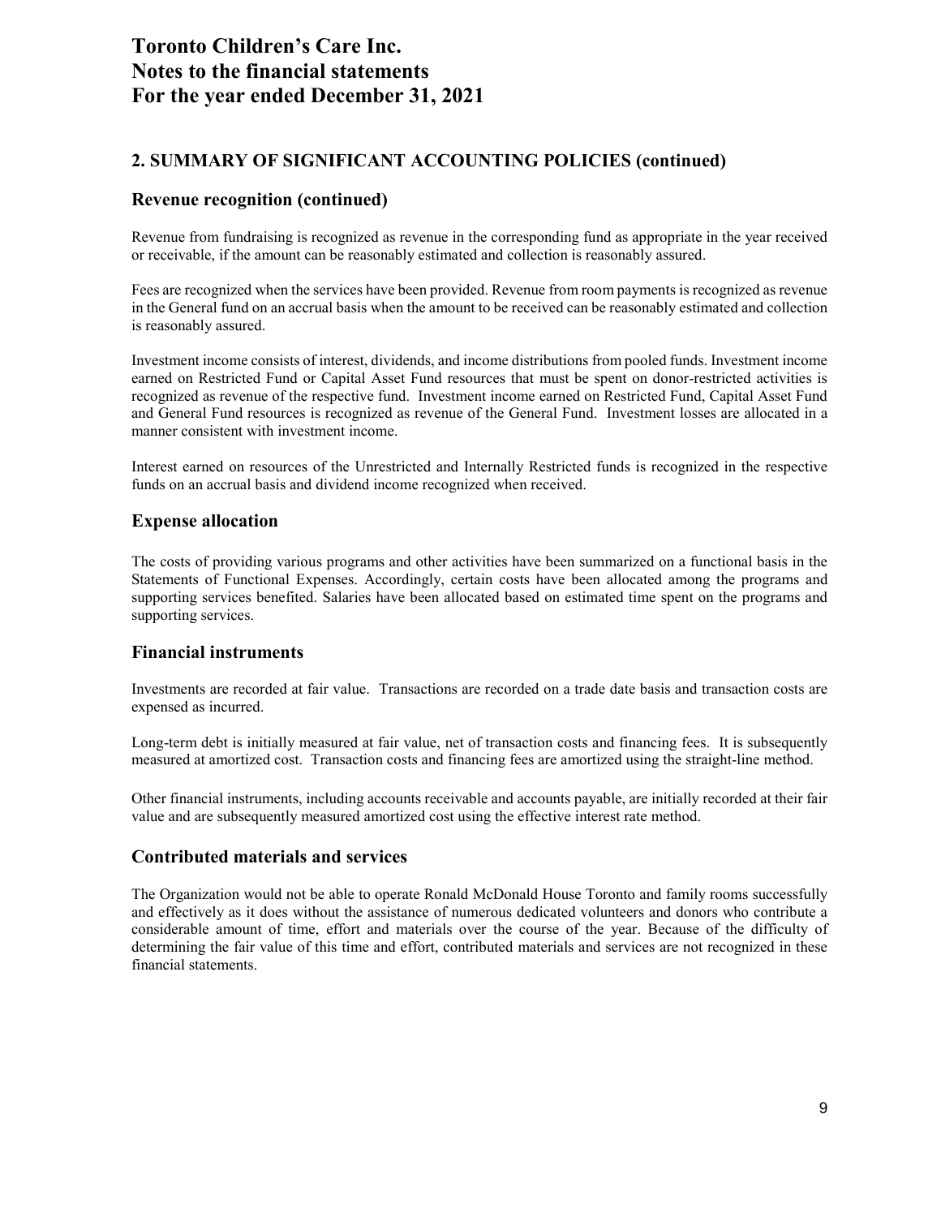# Toronto Children's Care Inc.
# Notes to the financial statements
# For the year ended December 31, 2021

## 2. SUMMARY OF SIGNIFICANT ACCOUNTING POLICIES (continued)

### Revenue recognition (continued)

Revenue from fundraising is recognized as revenue in the corresponding fund as appropriate in the year received or receivable, if the amount can be reasonably estimated and collection is reasonably assured.

Fees are recognized when the services have been provided. Revenue from room payments is recognized as revenue in the General fund on an accrual basis when the amount to be received can be reasonably estimated and collection is reasonably assured.

Investment income consists of interest, dividends, and income distributions from pooled funds. Investment income earned on Restricted Fund or Capital Asset Fund resources that must be spent on donor-restricted activities is recognized as revenue of the respective fund. Investment income earned on Restricted Fund, Capital Asset Fund and General Fund resources is recognized as revenue of the General Fund. Investment losses are allocated in a manner consistent with investment income.

Interest earned on resources of the Unrestricted and Internally Restricted funds is recognized in the respective funds on an accrual basis and dividend income recognized when received.

### Expense allocation

The costs of providing various programs and other activities have been summarized on a functional basis in the Statements of Functional Expenses. Accordingly, certain costs have been allocated among the programs and supporting services benefited. Salaries have been allocated based on estimated time spent on the programs and supporting services.

### Financial instruments

Investments are recorded at fair value. Transactions are recorded on a trade date basis and transaction costs are expensed as incurred.

Long-term debt is initially measured at fair value, net of transaction costs and financing fees. It is subsequently measured at amortized cost. Transaction costs and financing fees are amortized using the straight-line method.

Other financial instruments, including accounts receivable and accounts payable, are initially recorded at their fair value and are subsequently measured amortized cost using the effective interest rate method.

### Contributed materials and services

The Organization would not be able to operate Ronald McDonald House Toronto and family rooms successfully and effectively as it does without the assistance of numerous dedicated volunteers and donors who contribute a considerable amount of time, effort and materials over the course of the year. Because of the difficulty of determining the fair value of this time and effort, contributed materials and services are not recognized in these financial statements.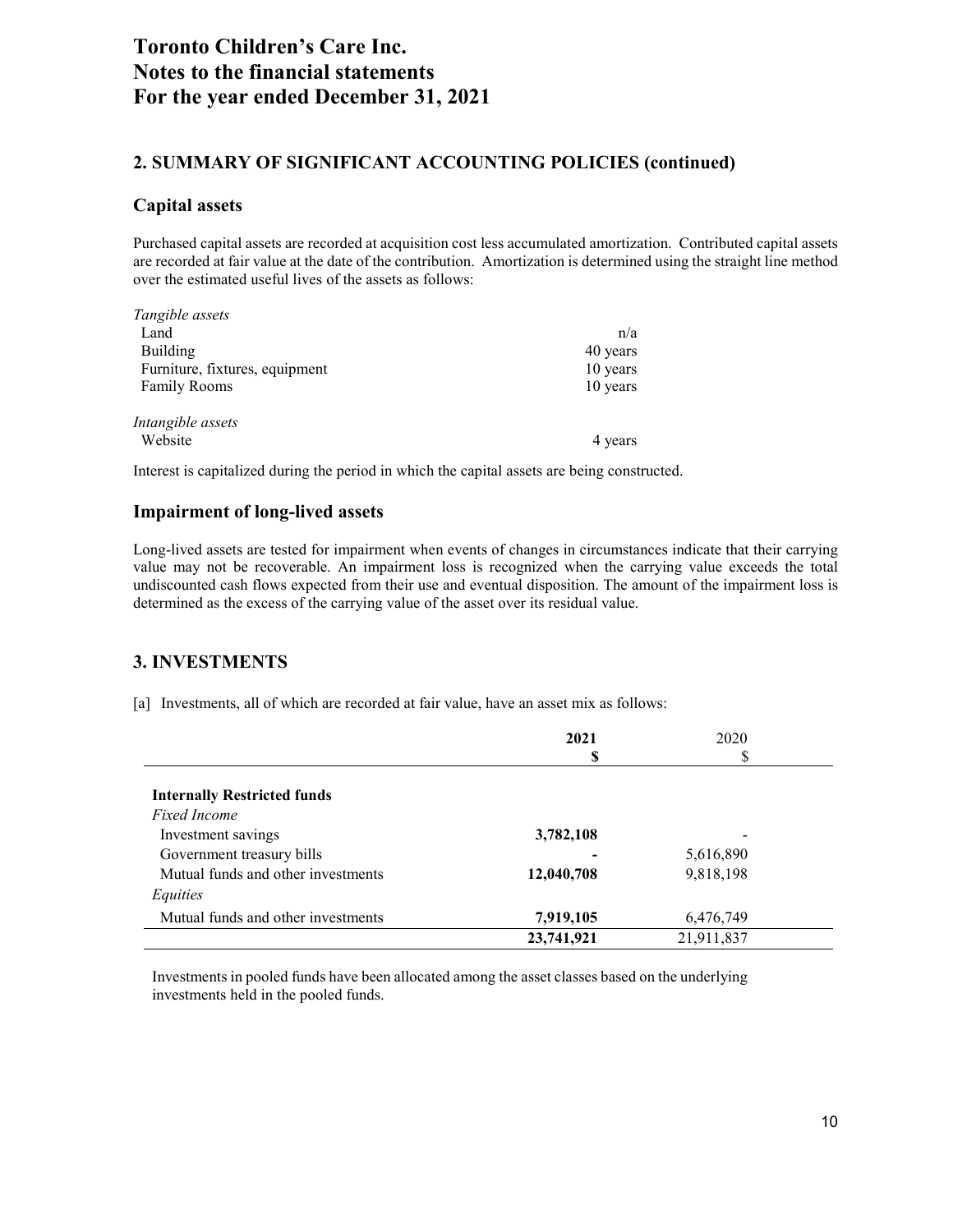# Toronto Children's Care Inc.
# Notes to the financial statements
# For the year ended December 31, 2021

## 2. SUMMARY OF SIGNIFICANT ACCOUNTING POLICIES (continued)

### Capital assets

Purchased capital assets are recorded at acquisition cost less accumulated amortization. Contributed capital assets are recorded at fair value at the date of the contribution. Amortization is determined using the straight line method over the estimated useful lives of the assets as follows:

| | |
|---|---|
| *Tangible assets* | |
| Land | n/a |
| Building | 40 years |
| Furniture, fixtures, equipment | 10 years |
| Family Rooms | 10 years |
| *Intangible assets* | |
| Website | 4 years |

Interest is capitalized during the period in which the capital assets are being constructed.

### Impairment of long-lived assets

Long-lived assets are tested for impairment when events of changes in circumstances indicate that their carrying value may not be recoverable. An impairment loss is recognized when the carrying value exceeds the total undiscounted cash flows expected from their use and eventual disposition. The amount of the impairment loss is determined as the excess of the carrying value of the asset over its residual value.

## 3. INVESTMENTS

[a] Investments, all of which are recorded at fair value, have an asset mix as follows:

| | **2021** | 2020 |
|---|---|---|
| | **$** | $ |
| **Internally Restricted funds** | | |
| *Fixed Income* | | |
| Investment savings | **3,782,108** | - |
| Government treasury bills | **-** | 5,616,890 |
| Mutual funds and other investments | **12,040,708** | 9,818,198 |
| *Equities* | | |
| Mutual funds and other investments | **7,919,105** | 6,476,749 |
| | **23,741,921** | 21,911,837 |

Investments in pooled funds have been allocated among the asset classes based on the underlying investments held in the pooled funds.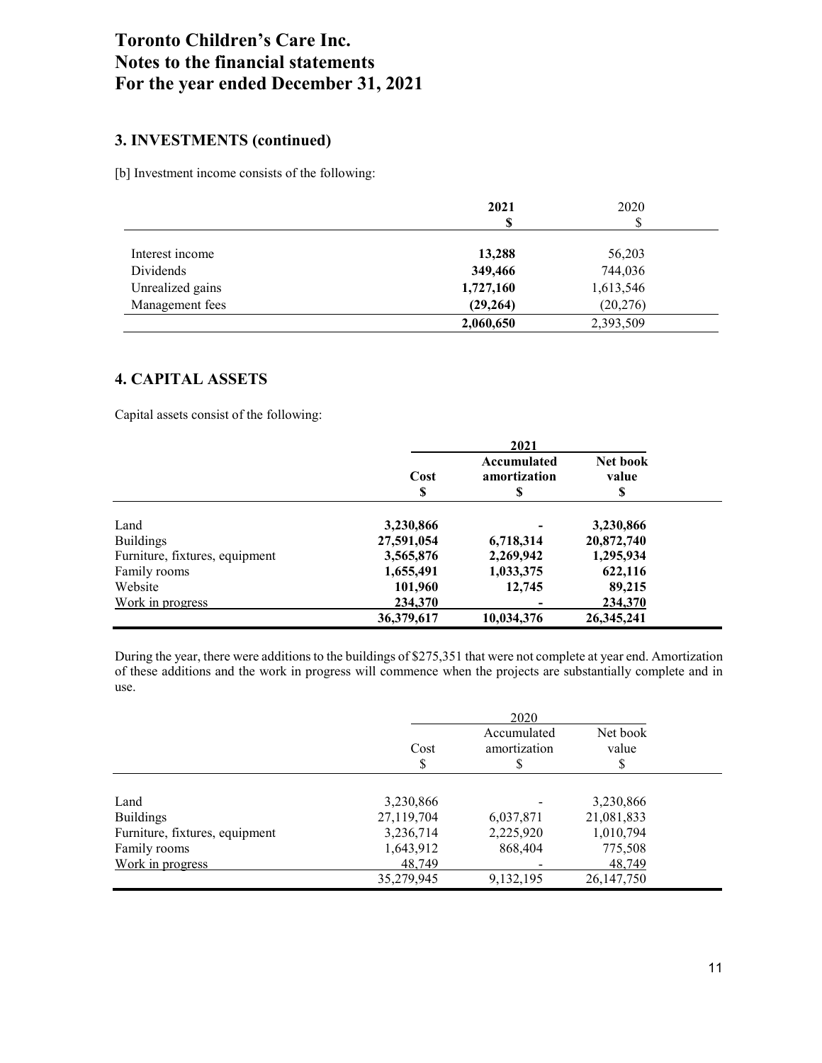# Toronto Children's Care Inc.
# Notes to the financial statements
# For the year ended December 31, 2021

## 3. INVESTMENTS (continued)

[b] Investment income consists of the following:

| | **2021** | 2020 |
|---|---|---|
| | **$** | $ |
| Interest income | **13,288** | 56,203 |
| Dividends | **349,466** | 744,036 |
| Unrealized gains | **1,727,160** | 1,613,546 |
| Management fees | **(29,264)** | (20,276) |
| | **2,060,650** | 2,393,509 |

## 4. CAPITAL ASSETS

Capital assets consist of the following:

| | **2021** | | |
|---|---|---|---|
| | **Cost** | **Accumulated amortization** | **Net book value** |
| | **$** | **$** | **$** |
| Land | **3,230,866** | **-** | **3,230,866** |
| Buildings | **27,591,054** | **6,718,314** | **20,872,740** |
| Furniture, fixtures, equipment | **3,565,876** | **2,269,942** | **1,295,934** |
| Family rooms | **1,655,491** | **1,033,375** | **622,116** |
| Website | **101,960** | **12,745** | **89,215** |
| Work in progress | **234,370** | **-** | **234,370** |
| | **36,379,617** | **10,034,376** | **26,345,241** |

During the year, there were additions to the buildings of $275,351 that were not complete at year end. Amortization of these additions and the work in progress will commence when the projects are substantially complete and in use.

| | 2020 | | |
|---|---|---|---|
| | Cost | Accumulated amortization | Net book value |
| | $ | $ | $ |
| Land | 3,230,866 | - | 3,230,866 |
| Buildings | 27,119,704 | 6,037,871 | 21,081,833 |
| Furniture, fixtures, equipment | 3,236,714 | 2,225,920 | 1,010,794 |
| Family rooms | 1,643,912 | 868,404 | 775,508 |
| Work in progress | 48,749 | - | 48,749 |
| | 35,279,945 | 9,132,195 | 26,147,750 |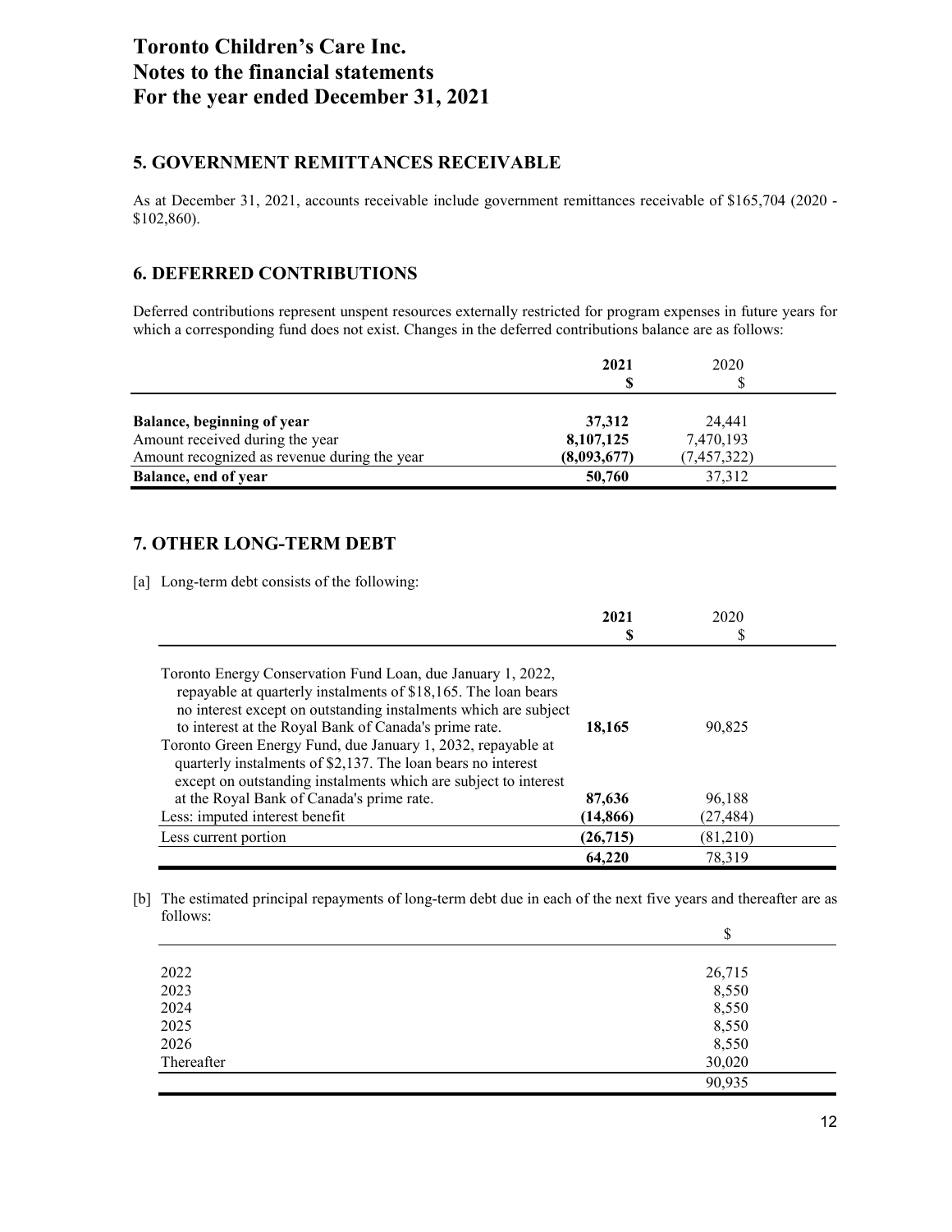# Toronto Children's Care Inc.
# Notes to the financial statements
# For the year ended December 31, 2021

## 5. GOVERNMENT REMITTANCES RECEIVABLE

As at December 31, 2021, accounts receivable include government remittances receivable of $165,704 (2020 - $102,860).

## 6. DEFERRED CONTRIBUTIONS

Deferred contributions represent unspent resources externally restricted for program expenses in future years for which a corresponding fund does not exist. Changes in the deferred contributions balance are as follows:

| | **2021** | 2020 |
|---|---|---|
| | **$** | $ |
| **Balance, beginning of year** | **37,312** | 24,441 |
| Amount received during the year | **8,107,125** | 7,470,193 |
| Amount recognized as revenue during the year | **(8,093,677)** | (7,457,322) |
| **Balance, end of year** | **50,760** | 37,312 |

## 7. OTHER LONG-TERM DEBT

[a] Long-term debt consists of the following:

| | **2021** | 2020 |
|---|---|---|
| | **$** | $ |
| Toronto Energy Conservation Fund Loan, due January 1, 2022, repayable at quarterly instalments of $18,165. The loan bears no interest except on outstanding instalments which are subject to interest at the Royal Bank of Canada's prime rate. | **18,165** | 90,825 |
| Toronto Green Energy Fund, due January 1, 2032, repayable at quarterly instalments of $2,137. The loan bears no interest except on outstanding instalments which are subject to interest at the Royal Bank of Canada's prime rate. | **87,636** | 96,188 |
| Less: imputed interest benefit | **(14,866)** | (27,484) |
| Less current portion | **(26,715)** | (81,210) |
| | **64,220** | 78,319 |

[b] The estimated principal repayments of long-term debt due in each of the next five years and thereafter are as follows:

| | $ |
|---|---|
| 2022 | 26,715 |
| 2023 | 8,550 |
| 2024 | 8,550 |
| 2025 | 8,550 |
| 2026 | 8,550 |
| Thereafter | 30,020 |
| | 90,935 |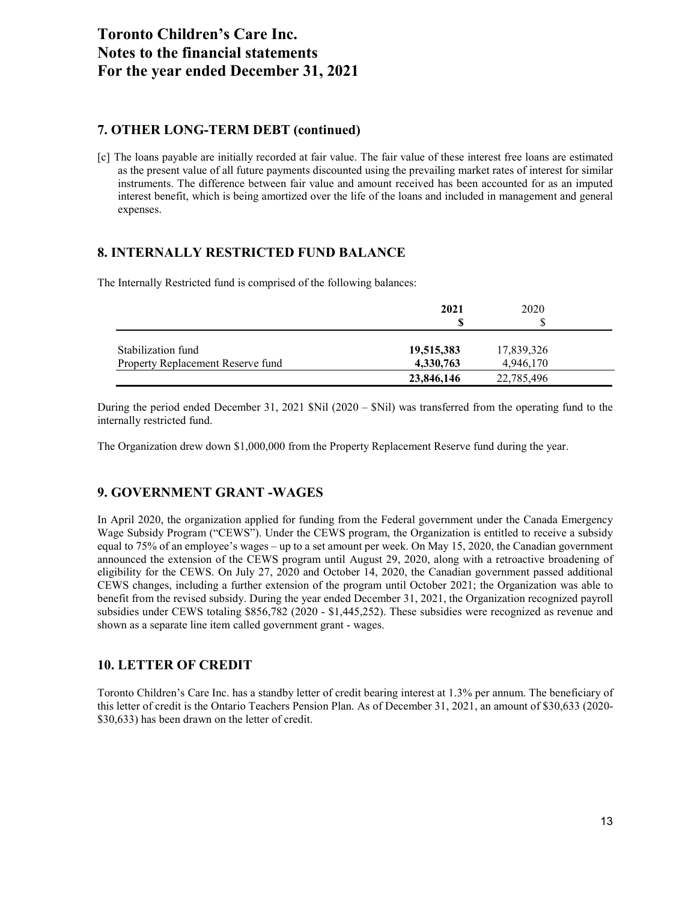# Toronto Children's Care Inc.
# Notes to the financial statements
# For the year ended December 31, 2021

## 7. OTHER LONG-TERM DEBT (continued)

[c] The loans payable are initially recorded at fair value. The fair value of these interest free loans are estimated as the present value of all future payments discounted using the prevailing market rates of interest for similar instruments. The difference between fair value and amount received has been accounted for as an imputed interest benefit, which is being amortized over the life of the loans and included in management and general expenses.

## 8. INTERNALLY RESTRICTED FUND BALANCE

The Internally Restricted fund is comprised of the following balances:

| | **2021** | 2020 |
|---|---|---|
| | **$** | $ |
| Stabilization fund | **19,515,383** | 17,839,326 |
| Property Replacement Reserve fund | **4,330,763** | 4,946,170 |
| | **23,846,146** | 22,785,496 |

During the period ended December 31, 2021 $Nil (2020 – $Nil) was transferred from the operating fund to the internally restricted fund.

The Organization drew down $1,000,000 from the Property Replacement Reserve fund during the year.

## 9. GOVERNMENT GRANT -WAGES

In April 2020, the organization applied for funding from the Federal government under the Canada Emergency Wage Subsidy Program ("CEWS"). Under the CEWS program, the Organization is entitled to receive a subsidy equal to 75% of an employee's wages – up to a set amount per week. On May 15, 2020, the Canadian government announced the extension of the CEWS program until August 29, 2020, along with a retroactive broadening of eligibility for the CEWS. On July 27, 2020 and October 14, 2020, the Canadian government passed additional CEWS changes, including a further extension of the program until October 2021; the Organization was able to benefit from the revised subsidy. During the year ended December 31, 2021, the Organization recognized payroll subsidies under CEWS totaling $856,782 (2020 - $1,445,252). These subsidies were recognized as revenue and shown as a separate line item called government grant - wages.

## 10. LETTER OF CREDIT

Toronto Children's Care Inc. has a standby letter of credit bearing interest at 1.3% per annum. The beneficiary of this letter of credit is the Ontario Teachers Pension Plan. As of December 31, 2021, an amount of $30,633 (2020- $30,633) has been drawn on the letter of credit.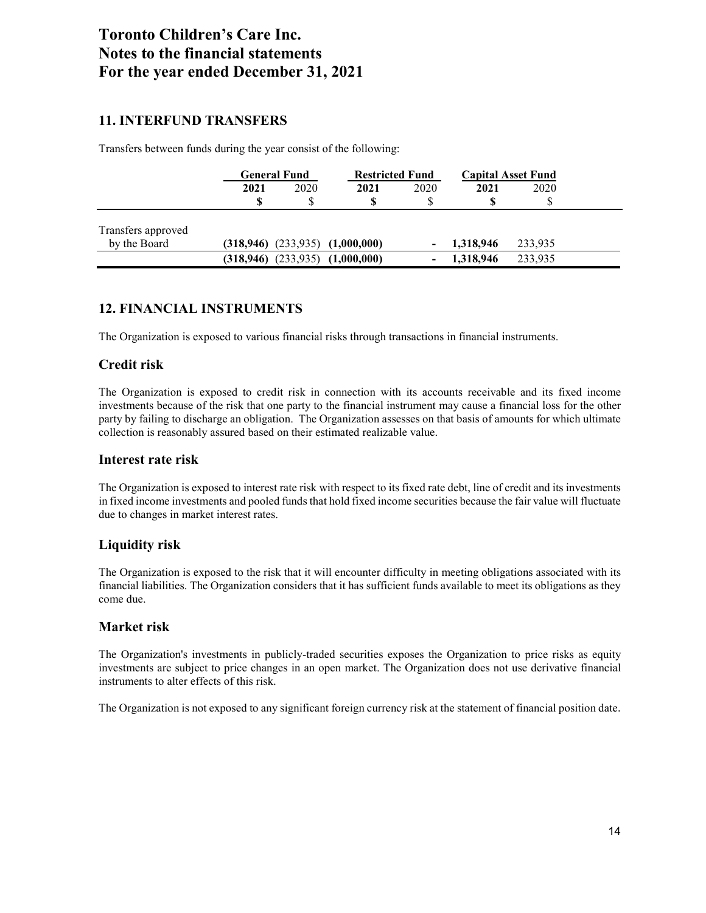# Toronto Children's Care Inc.
# Notes to the financial statements
# For the year ended December 31, 2021

## 11. INTERFUND TRANSFERS

Transfers between funds during the year consist of the following:

| | General Fund | | Restricted Fund | | Capital Asset Fund | |
|---|---|---|---|---|---|---|
| | **2021** | 2020 | **2021** | 2020 | **2021** | 2020 |
| | **$** | $ | **$** | $ | **$** | $ |
| Transfers approved by the Board | **(318,946)** | (233,935) | **(1,000,000)** | - | **1,318,946** | 233,935 |
| | **(318,946)** | (233,935) | **(1,000,000)** | - | **1,318,946** | 233,935 |

## 12. FINANCIAL INSTRUMENTS

The Organization is exposed to various financial risks through transactions in financial instruments.

### Credit risk

The Organization is exposed to credit risk in connection with its accounts receivable and its fixed income investments because of the risk that one party to the financial instrument may cause a financial loss for the other party by failing to discharge an obligation. The Organization assesses on that basis of amounts for which ultimate collection is reasonably assured based on their estimated realizable value.

### Interest rate risk

The Organization is exposed to interest rate risk with respect to its fixed rate debt, line of credit and its investments in fixed income investments and pooled funds that hold fixed income securities because the fair value will fluctuate due to changes in market interest rates.

### Liquidity risk

The Organization is exposed to the risk that it will encounter difficulty in meeting obligations associated with its financial liabilities. The Organization considers that it has sufficient funds available to meet its obligations as they come due.

### Market risk

The Organization's investments in publicly-traded securities exposes the Organization to price risks as equity investments are subject to price changes in an open market. The Organization does not use derivative financial instruments to alter effects of this risk.

The Organization is not exposed to any significant foreign currency risk at the statement of financial position date.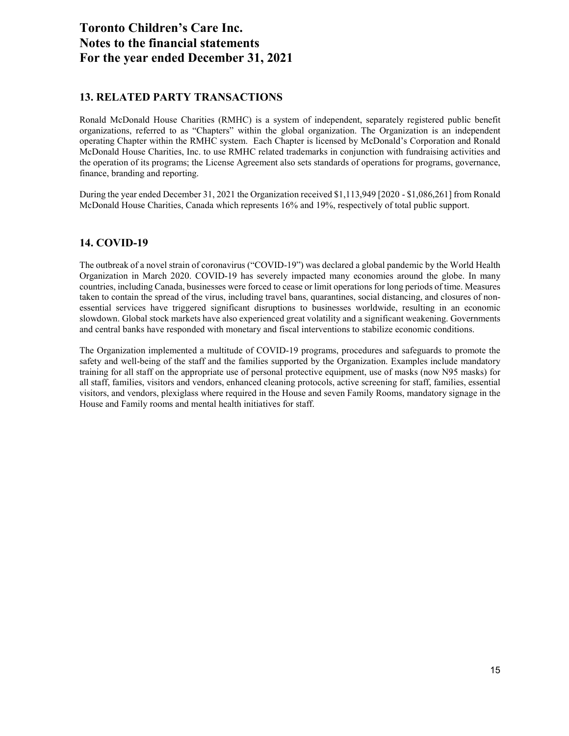## 13. RELATED PARTY TRANSACTIONS

Ronald McDonald House Charities (RMHC) is a system of independent, separately registered public benefit organizations, referred to as "Chapters" within the global organization. The Organization is an independent operating Chapter within the RMHC system. Each Chapter is licensed by McDonald's Corporation and Ronald McDonald House Charities, Inc. to use RMHC related trademarks in conjunction with fundraising activities and the operation of its programs; the License Agreement also sets standards of operations for programs, governance, finance, branding and reporting.

During the year ended December 31, 2021 the Organization received $1,113,949 [2020 - $1,086,261] from Ronald McDonald House Charities, Canada which represents 16% and 19%, respectively of total public support.

## 14. COVID-19

The outbreak of a novel strain of coronavirus ("COVID-19") was declared a global pandemic by the World Health Organization in March 2020. COVID-19 has severely impacted many economies around the globe. In many countries, including Canada, businesses were forced to cease or limit operations for long periods of time. Measures taken to contain the spread of the virus, including travel bans, quarantines, social distancing, and closures of non-essential services have triggered significant disruptions to businesses worldwide, resulting in an economic slowdown. Global stock markets have also experienced great volatility and a significant weakening. Governments and central banks have responded with monetary and fiscal interventions to stabilize economic conditions.

The Organization implemented a multitude of COVID-19 programs, procedures and safeguards to promote the safety and well-being of the staff and the families supported by the Organization. Examples include mandatory training for all staff on the appropriate use of personal protective equipment, use of masks (now N95 masks) for all staff, families, visitors and vendors, enhanced cleaning protocols, active screening for staff, families, essential visitors, and vendors, plexiglass where required in the House and seven Family Rooms, mandatory signage in the House and Family rooms and mental health initiatives for staff.